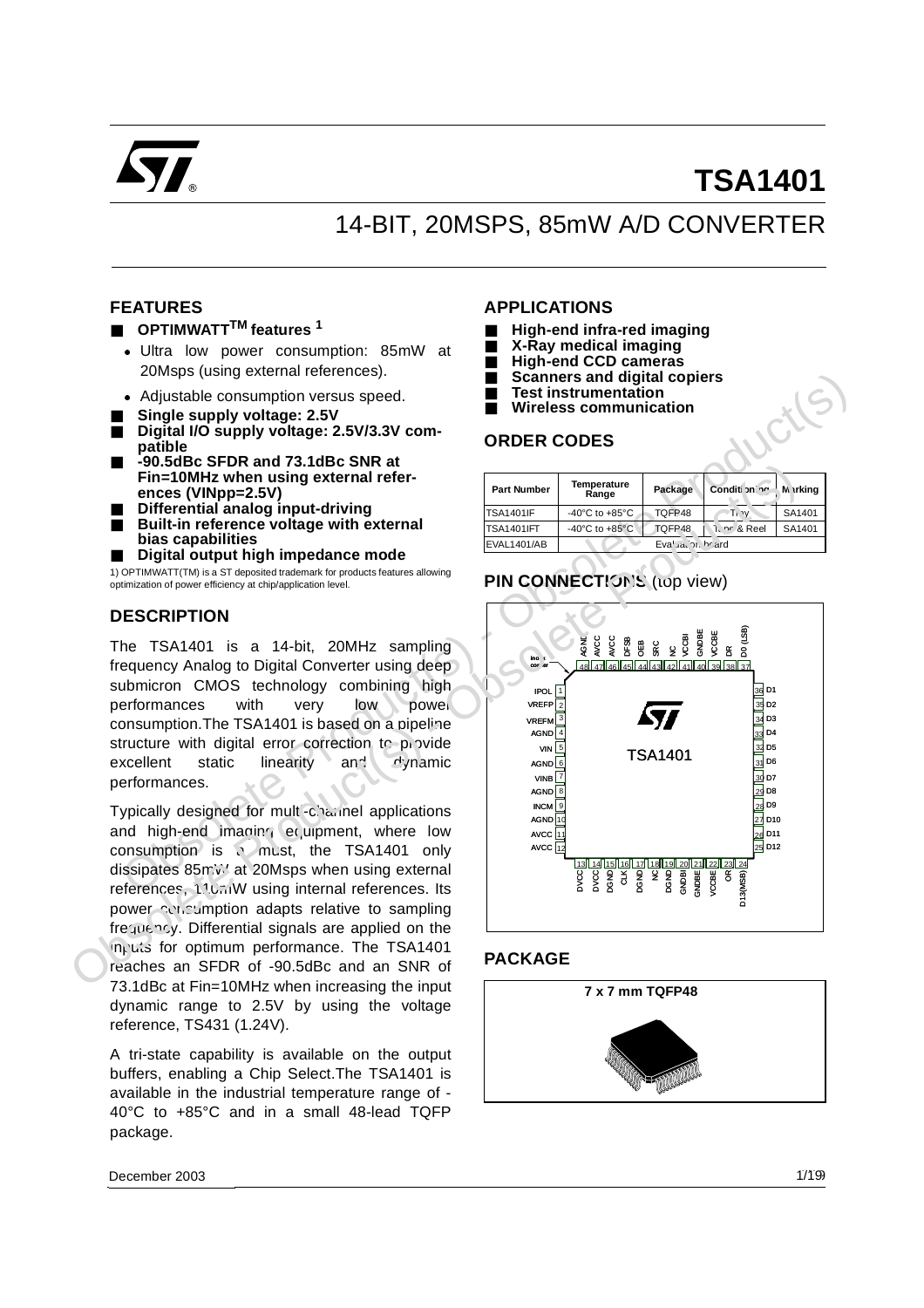# TSA1401

## 14-BIT, 20MSPS, 85mW A/D CONVERTER

## FEATURES

- **OPTIMWATT™ features [1]**
  - Ultra low power consumption: 85mW at 20Msps (using external references).
  - Adjustable consumption versus speed.
- **Single supply voltage: 2.5V**
- **Digital I/O supply voltage: 2.5V/3.3V compatible**
- **-90.5dBc SFDR and 73.1dBc SNR at Fin=10MHz when using external references (VINpp=2.5V)**
- **Differential analog input-driving**
- **Built-in reference voltage with external bias capabilities**
- **Digital output high impedance mode**

1) OPTIMWATT(TM) is a ST deposited trademark for products features allowing optimization of power efficiency at chip/application level.

## DESCRIPTION

The TSA1401 is a 14-bit, 20MHz sampling frequency Analog to Digital Converter using deep submicron CMOS technology combining high performances with very low power consumption.The TSA1401 is based on a pipeline structure with digital error correction to provide excellent static linearity and dynamic performances.

Typically designed for multi-channel applications and high-end imaging equipment, where low consumption is a must, the TSA1401 only dissipates 85mW at 20Msps when using external references, 110mW using internal references. Its power consumption adapts relative to sampling frequency. Differential signals are applied on the inputs for optimum performance. The TSA1401 reaches an SFDR of -90.5dBc and an SNR of 73.1dBc at Fin=10MHz when increasing the input dynamic range to 2.5V by using the voltage reference, TS431 (1.24V).

A tri-state capability is available on the output buffers, enabling a Chip Select.The TSA1401 is available in the industrial temperature range of -40°C to +85°C and in a small 48-lead TQFP package.

## APPLICATIONS

- **High-end infra-red imaging**
- **X-Ray medical imaging**
- **High-end CCD cameras**
- **Scanners and digital copiers**
- **Test instrumentation**
- **Wireless communication**

## ORDER CODES

| Part Number | Temperature Range | Package | Conditioning | Marking |
|---|---|---|---|---|
| TSA1401IF | -40°C to +85°C | TQFP48 | Tray | SA1401 |
| TSA1401IFT | -40°C to +85°C | TQFP48 | Tape & Reel | SA1401 |
| EVAL1401/AB | Evaluation board | | | |

## PIN CONNECTIONS (top view)

TSA1401

Left side (1–12): 1 IPOL, 2 VREFP, 3 VREFM, 4 AGND, 5 VIN, 6 AGND, 7 VINB, 8 AGND, 9 INCM, 10 AGND, 11 AVCC, 12 AVCC

Bottom (13–24): 13 DVCC, 14 DVCC, 15 DGND, 16 CLK, 17 DGND, 18 NC, 19 DGND, 20 GNDBI, 21 GNDBE, 22 VCCBE, 23 D13(MSB), 24

Right side (25–36): 25 D12, 26 D11, 27 D10, 28 D9, 29 D8, 30 D7, 31 D6, 32 D5, 33 D4, 34 D3, 35 D2, 36 D1

Top (48–37): 48 AGND, 47 AVCC, 46 AVCC, 45 DFSB, 44 OEB, 43 SRC, 42 NC, 41 VCCBI, 40 GNDBE, 39 VCCBE, 38 OR, 37 D0 (LSB)

## PACKAGE

7 x 7 mm TQFP48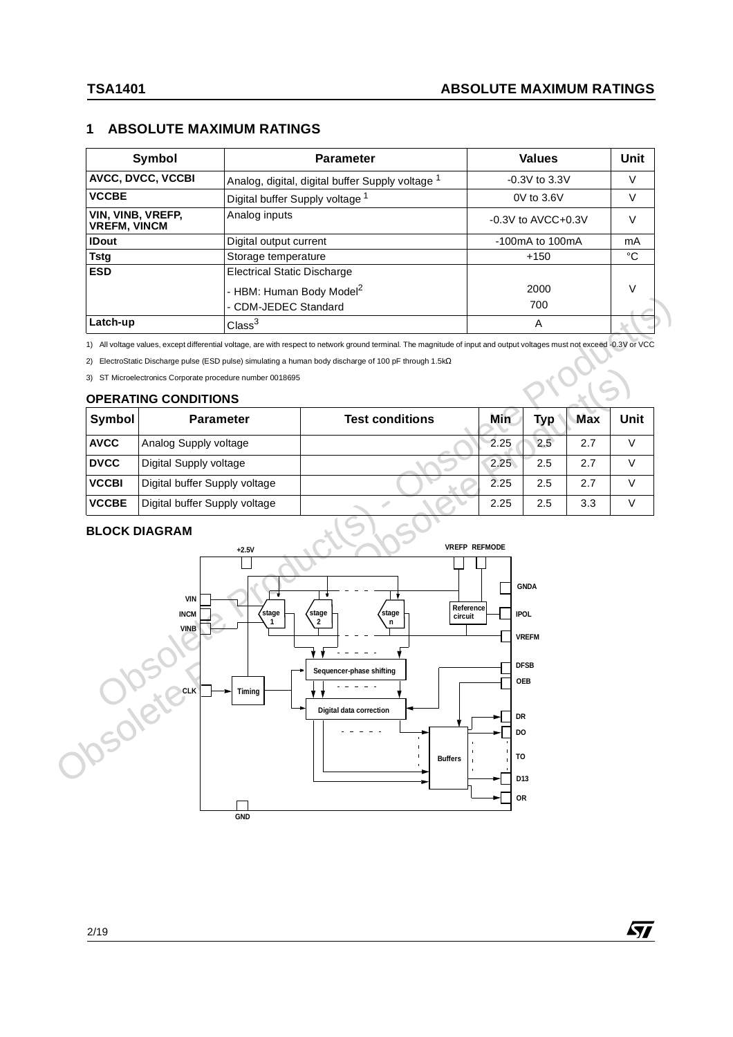## 1 ABSOLUTE MAXIMUM RATINGS

| Symbol | Parameter | Values | Unit |
|---|---|---|---|
| **AVCC, DVCC, VCCBI** | Analog, digital, digital buffer Supply voltage [1] | -0.3V to 3.3V | V |
| **VCCBE** | Digital buffer Supply voltage [1] | 0V to 3.6V | V |
| **VIN, VINB, VREFP, VREFM, VINCM** | Analog inputs | -0.3V to AVCC+0.3V | V |
| **IDout** | Digital output current | -100mA to 100mA | mA |
| **Tstg** | Storage temperature | +150 | °C |
| **ESD** | Electrical Static Discharge<br>- HBM: Human Body Model[2]<br>- CDM-JEDEC Standard | <br>2000<br>700 | V |
| **Latch-up** | Class[3] | A | |

1) All voltage values, except differential voltage, are with respect to network ground terminal. The magnitude of input and output voltages must not exceed -0.3V or VCC

2) ElectroStatic Discharge pulse (ESD pulse) simulating a human body discharge of 100 pF through 1.5kΩ

3) ST Microelectronics Corporate procedure number 0018695

### OPERATING CONDITIONS

| Symbol | Parameter | Test conditions | Min | Typ | Max | Unit |
|---|---|---|---|---|---|---|
| **AVCC** | Analog Supply voltage | | 2.25 | 2.5 | 2.7 | V |
| **DVCC** | Digital Supply voltage | | 2.25 | 2.5 | 2.7 | V |
| **VCCBI** | Digital buffer Supply voltage | | 2.25 | 2.5 | 2.7 | V |
| **VCCBE** | Digital buffer Supply voltage | | 2.25 | 2.5 | 3.3 | V |

### BLOCK DIAGRAM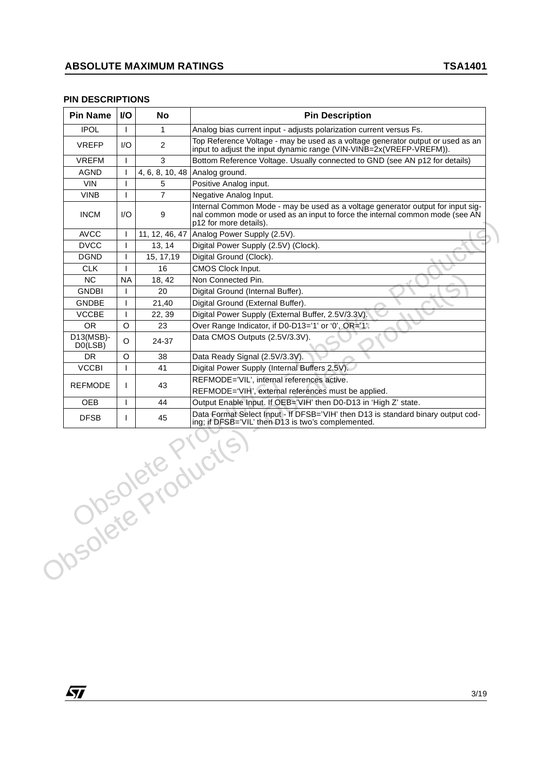## PIN DESCRIPTIONS

| Pin Name | I/O | No | Pin Description |
|---|---|---|---|
| IPOL | I | 1 | Analog bias current input - adjusts polarization current versus Fs. |
| VREFP | I/O | 2 | Top Reference Voltage - may be used as a voltage generator output or used as an input to adjust the input dynamic range (VIN-VINB=2x(VREFP-VREFM)). |
| VREFM | I | 3 | Bottom Reference Voltage. Usually connected to GND (see AN p12 for details) |
| AGND | I | 4, 6, 8, 10, 48 | Analog ground. |
| VIN | I | 5 | Positive Analog input. |
| VINB | I | 7 | Negative Analog Input. |
| INCM | I/O | 9 | Internal Common Mode - may be used as a voltage generator output for input signal common mode or used as an input to force the internal common mode (see AN p12 for more details). |
| AVCC | I | 11, 12, 46, 47 | Analog Power Supply (2.5V). |
| DVCC | I | 13, 14 | Digital Power Supply (2.5V) (Clock). |
| DGND | I | 15, 17,19 | Digital Ground (Clock). |
| CLK | I | 16 | CMOS Clock Input. |
| NC | NA | 18, 42 | Non Connected Pin. |
| GNDBI | I | 20 | Digital Ground (Internal Buffer). |
| GNDBE | I | 21,40 | Digital Ground (External Buffer). |
| VCCBE | I | 22, 39 | Digital Power Supply (External Buffer, 2.5V/3.3V). |
| OR | O | 23 | Over Range Indicator, if D0-D13='1' or '0', OR='1'. |
| D13(MSB)-D0(LSB) | O | 24-37 | Data CMOS Outputs (2.5V/3.3V). |
| DR | O | 38 | Data Ready Signal (2.5V/3.3V). |
| VCCBI | I | 41 | Digital Power Supply (Internal Buffers 2.5V). |
| REFMODE | I | 43 | REFMODE='VIL', internal references active.<br>REFMODE='VIH', external references must be applied. |
| OEB | I | 44 | Output Enable Input. If OEB='VIH' then D0-D13 in 'High Z' state. |
| DFSB | I | 45 | Data Format Select Input - If DFSB='VIH' then D13 is standard binary output coding; if DFSB='VIL' then D13 is two's complemented. |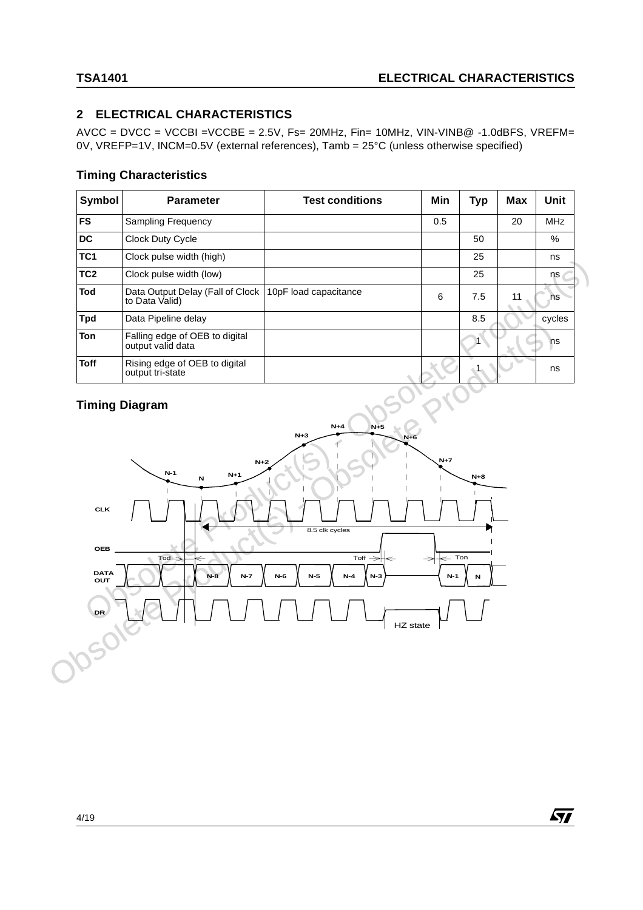## 2 ELECTRICAL CHARACTERISTICS

AVCC = DVCC = VCCBI =VCCBE = 2.5V, Fs= 20MHz, Fin= 10MHz, VIN-VINB@ -1.0dBFS, VREFM= 0V, VREFP=1V, INCM=0.5V (external references), Tamb = 25°C (unless otherwise specified)

### Timing Characteristics

| Symbol | Parameter | Test conditions | Min | Typ | Max | Unit |
|---|---|---|---|---|---|---|
| **FS** | Sampling Frequency | | 0.5 | | 20 | MHz |
| **DC** | Clock Duty Cycle | | | 50 | | % |
| **TC1** | Clock pulse width (high) | | | 25 | | ns |
| **TC2** | Clock pulse width (low) | | | 25 | | ns |
| **Tod** | Data Output Delay (Fall of Clock to Data Valid) | 10pF load capacitance | 6 | 7.5 | 11 | ns |
| **Tpd** | Data Pipeline delay | | | 8.5 | | cycles |
| **Ton** | Falling edge of OEB to digital output valid data | | | 1 | | ns |
| **Toff** | Rising edge of OEB to digital output tri-state | | | 1 | | ns |

### Timing Diagram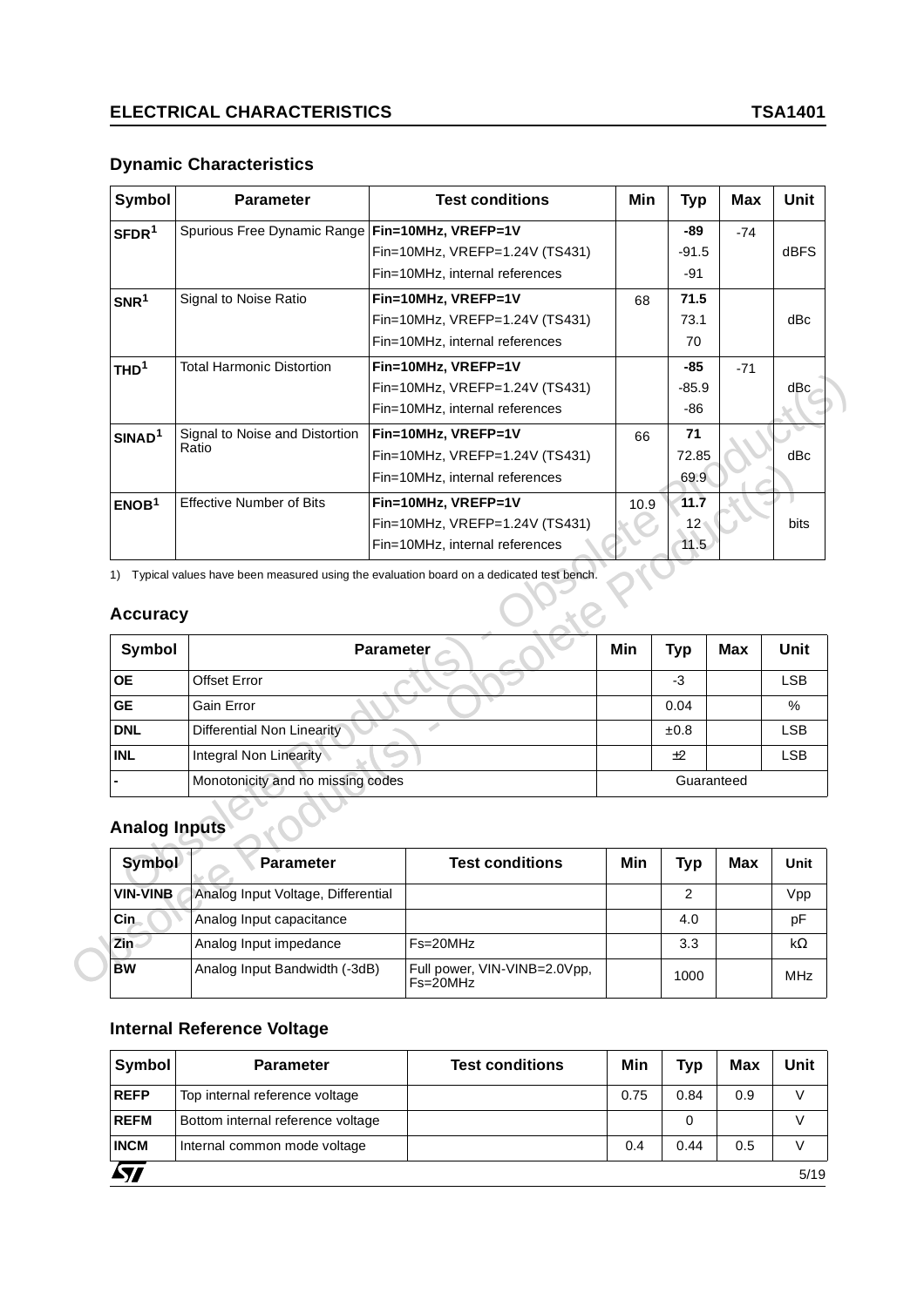## Dynamic Characteristics

| Symbol | Parameter | Test conditions | Min | Typ | Max | Unit |
|---|---|---|---|---|---|---|
| SFDR[1] | Spurious Free Dynamic Range | **Fin=10MHz, VREFP=1V** | | **-89** | -74 | dBFS |
| | | Fin=10MHz, VREFP=1.24V (TS431) | | -91.5 | | |
| | | Fin=10MHz, internal references | | -91 | | |
| SNR[1] | Signal to Noise Ratio | **Fin=10MHz, VREFP=1V** | 68 | **71.5** | | dBc |
| | | Fin=10MHz, VREFP=1.24V (TS431) | | 73.1 | | |
| | | Fin=10MHz, internal references | | 70 | | |
| THD[1] | Total Harmonic Distortion | **Fin=10MHz, VREFP=1V** | | **-85** | -71 | dBc |
| | | Fin=10MHz, VREFP=1.24V (TS431) | | -85.9 | | |
| | | Fin=10MHz, internal references | | -86 | | |
| SINAD[1] | Signal to Noise and Distortion Ratio | **Fin=10MHz, VREFP=1V** | 66 | **71** | | dBc |
| | | Fin=10MHz, VREFP=1.24V (TS431) | | 72.85 | | |
| | | Fin=10MHz, internal references | | 69.9 | | |
| ENOB[1] | Effective Number of Bits | **Fin=10MHz, VREFP=1V** | 10.9 | **11.7** | | bits |
| | | Fin=10MHz, VREFP=1.24V (TS431) | | 12 | | |
| | | Fin=10MHz, internal references | | 11.5 | | |

1) Typical values have been measured using the evaluation board on a dedicated test bench.

## Accuracy

| Symbol | Parameter | Min | Typ | Max | Unit |
|---|---|---|---|---|---|
| OE | Offset Error | | -3 | | LSB |
| GE | Gain Error | | 0.04 | | % |
| DNL | Differential Non Linearity | | ±0.8 | | LSB |
| INL | Integral Non Linearity | | ±2 | | LSB |
| - | Monotonicity and no missing codes | Guaranteed | | | |

## Analog Inputs

| Symbol | Parameter | Test conditions | Min | Typ | Max | Unit |
|---|---|---|---|---|---|---|
| VIN-VINB | Analog Input Voltage, Differential | | | 2 | | Vpp |
| Cin | Analog Input capacitance | | | 4.0 | | pF |
| Zin | Analog Input impedance | Fs=20MHz | | 3.3 | | kΩ |
| BW | Analog Input Bandwidth (-3dB) | Full power, VIN-VINB=2.0Vpp, Fs=20MHz | | 1000 | | MHz |

## Internal Reference Voltage

| Symbol | Parameter | Test conditions | Min | Typ | Max | Unit |
|---|---|---|---|---|---|---|
| REFP | Top internal reference voltage | | 0.75 | 0.84 | 0.9 | V |
| REFM | Bottom internal reference voltage | | | 0 | | V |
| INCM | Internal common mode voltage | | 0.4 | 0.44 | 0.5 | V |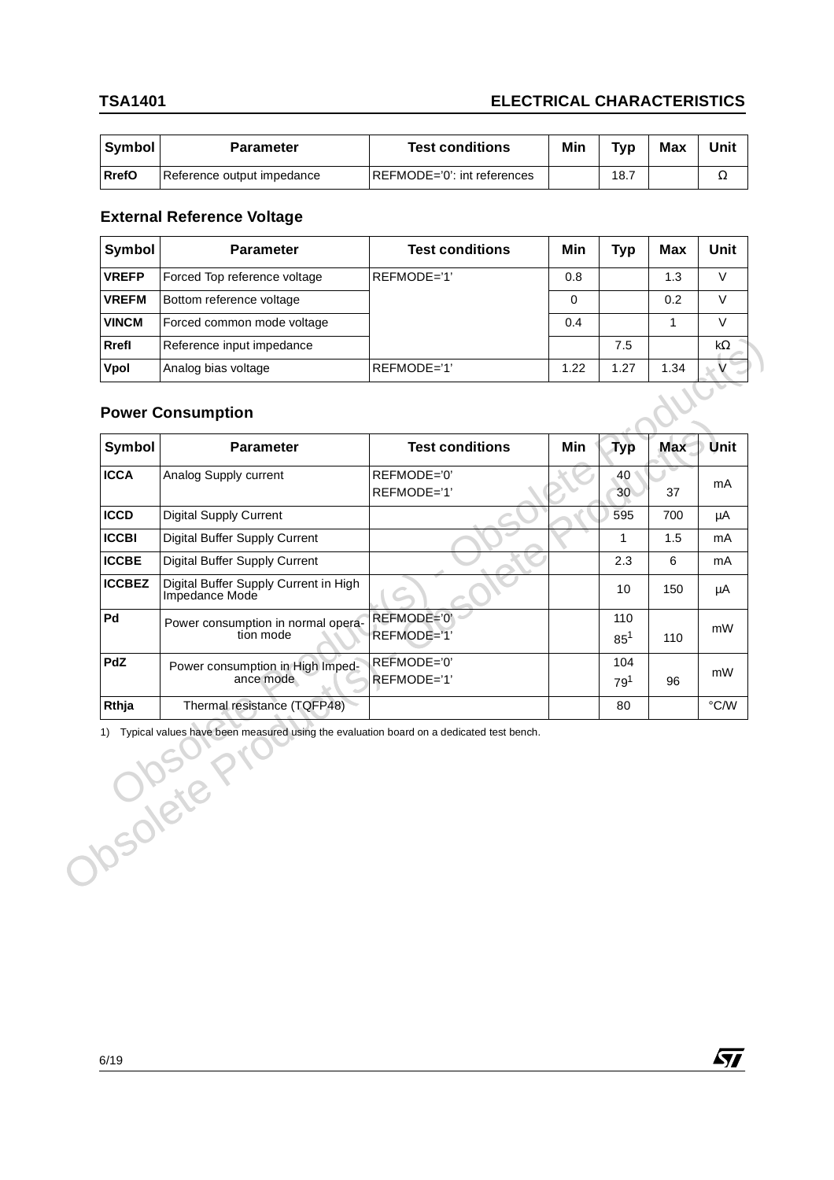| Symbol | Parameter | Test conditions | Min | Typ | Max | Unit |
|---|---|---|---|---|---|---|
| **RrefO** | Reference output impedance | REFMODE='0': int references | | 18.7 | | Ω |

## External Reference Voltage

| Symbol | Parameter | Test conditions | Min | Typ | Max | Unit |
|---|---|---|---|---|---|---|
| **VREFP** | Forced Top reference voltage | REFMODE='1' | 0.8 | | 1.3 | V |
| **VREFM** | Bottom reference voltage | | 0 | | 0.2 | V |
| **VINCM** | Forced common mode voltage | | 0.4 | | 1 | V |
| **RrefI** | Reference input impedance | | | 7.5 | | kΩ |
| **Vpol** | Analog bias voltage | REFMODE='1' | 1.22 | 1.27 | 1.34 | V |

## Power Consumption

| Symbol | Parameter | Test conditions | Min | Typ | Max | Unit |
|---|---|---|---|---|---|---|
| **ICCA** | Analog Supply current | REFMODE='0'<br>REFMODE='1' | | 40<br>30 | <br>37 | mA |
| **ICCD** | Digital Supply Current | | | 595 | 700 | µA |
| **ICCBI** | Digital Buffer Supply Current | | | 1 | 1.5 | mA |
| **ICCBE** | Digital Buffer Supply Current | | | 2.3 | 6 | mA |
| **ICCBEZ** | Digital Buffer Supply Current in High Impedance Mode | | | 10 | 150 | µA |
| **Pd** | Power consumption in normal operation mode | REFMODE='0'<br>REFMODE='1' | | 110<br>85[1] | <br>110 | mW |
| **PdZ** | Power consumption in High Impedance mode | REFMODE='0'<br>REFMODE='1' | | 104<br>79[1] | <br>96 | mW |
| **Rthja** | Thermal resistance (TQFP48) | | | 80 | | °C/W |

1) Typical values have been measured using the evaluation board on a dedicated test bench.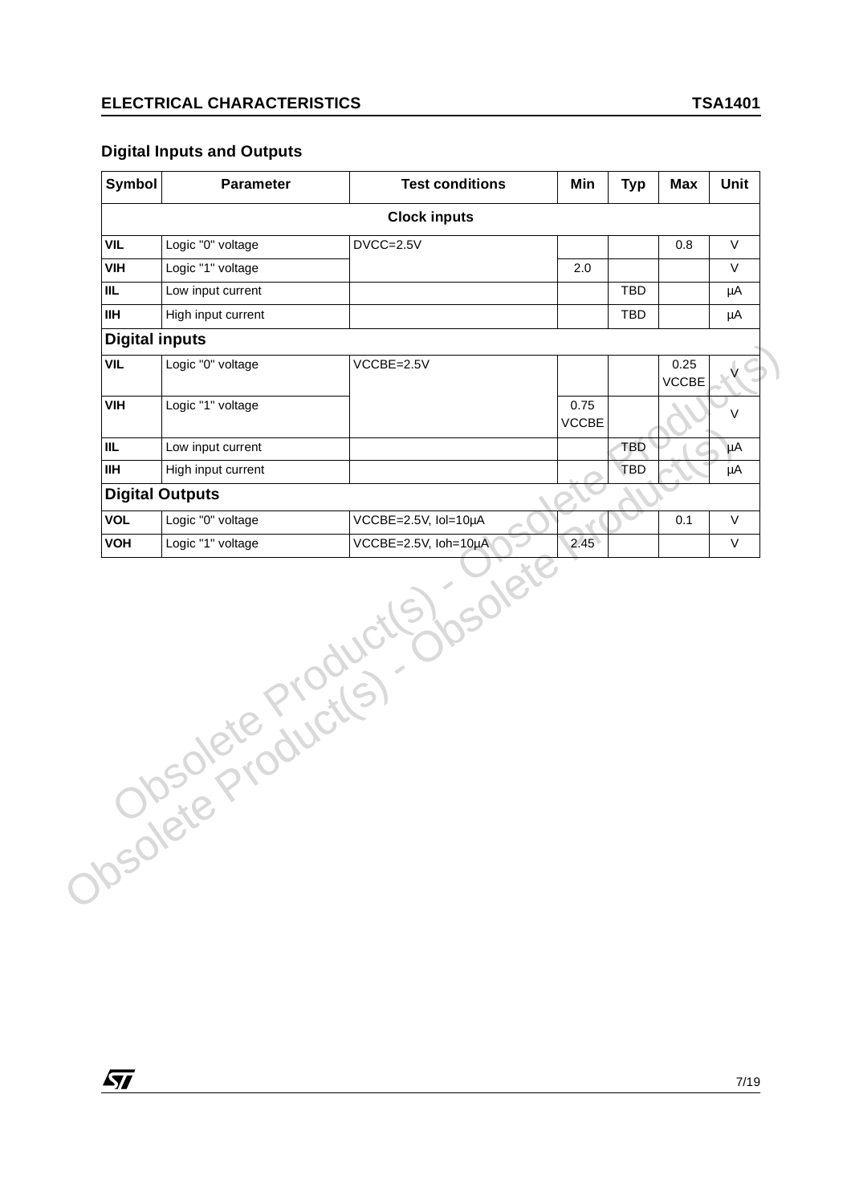## Digital Inputs and Outputs

| Symbol | Parameter | Test conditions | Min | Typ | Max | Unit |
|---|---|---|---|---|---|---|
| **Clock inputs** | | | | | | |
| VIL | Logic "0" voltage | DVCC=2.5V | | | 0.8 | V |
| VIH | Logic "1" voltage | | 2.0 | | | V |
| IIL | Low input current | | | TBD | | µA |
| IIH | High input current | | | TBD | | µA |
| **Digital inputs** | | | | | | |
| VIL | Logic "0" voltage | VCCBE=2.5V | | | 0.25 VCCBE | V |
| VIH | Logic "1" voltage | | 0.75 VCCBE | | | V |
| IIL | Low input current | | | TBD | | µA |
| IIH | High input current | | | TBD | | µA |
| **Digital Outputs** | | | | | | |
| VOL | Logic "0" voltage | VCCBE=2.5V, Iol=10µA | | | 0.1 | V |
| VOH | Logic "1" voltage | VCCBE=2.5V, Ioh=10µA | 2.45 | | | V |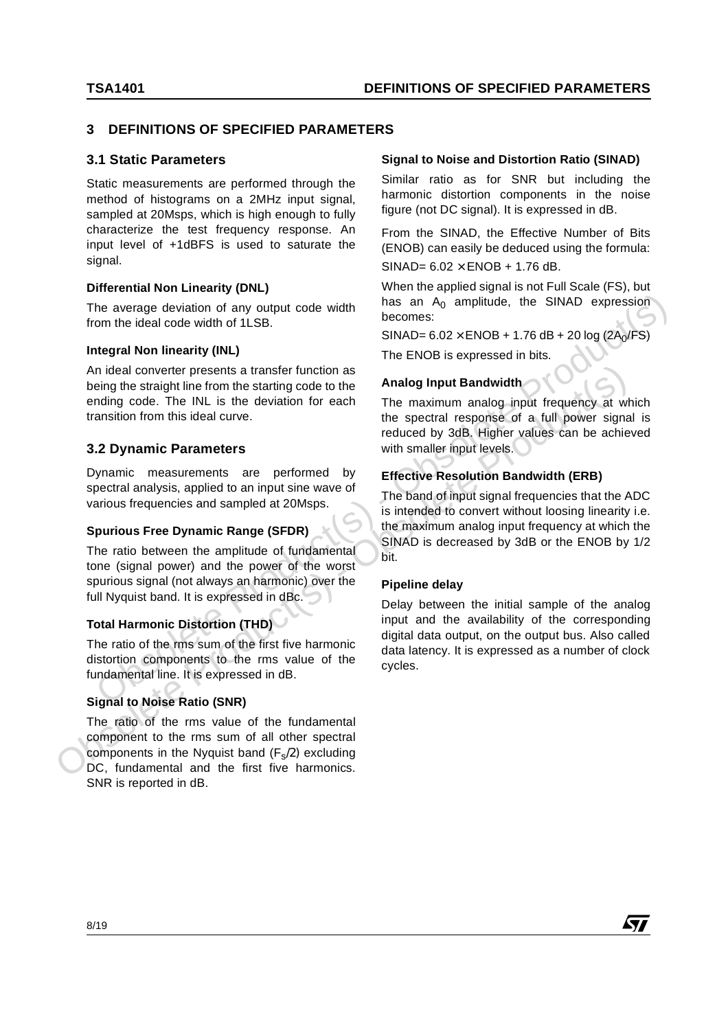## 3 DEFINITIONS OF SPECIFIED PARAMETERS

### 3.1 Static Parameters

Static measurements are performed through the method of histograms on a 2MHz input signal, sampled at 20Msps, which is high enough to fully characterize the test frequency response. An input level of +1dBFS is used to saturate the signal.

**Differential Non Linearity (DNL)**

The average deviation of any output code width from the ideal code width of 1LSB.

**Integral Non linearity (INL)**

An ideal converter presents a transfer function as being the straight line from the starting code to the ending code. The INL is the deviation for each transition from this ideal curve.

### 3.2 Dynamic Parameters

Dynamic measurements are performed by spectral analysis, applied to an input sine wave of various frequencies and sampled at 20Msps.

**Spurious Free Dynamic Range (SFDR)**

The ratio between the amplitude of fundamental tone (signal power) and the power of the worst spurious signal (not always an harmonic) over the full Nyquist band. It is expressed in dBc.

**Total Harmonic Distortion (THD)**

The ratio of the rms sum of the first five harmonic distortion components to the rms value of the fundamental line. It is expressed in dB.

**Signal to Noise Ratio (SNR)**

The ratio of the rms value of the fundamental component to the rms sum of all other spectral components in the Nyquist band ($F_s/2$) excluding DC, fundamental and the first five harmonics. SNR is reported in dB.

**Signal to Noise and Distortion Ratio (SINAD)**

Similar ratio as for SNR but including the harmonic distortion components in the noise figure (not DC signal). It is expressed in dB.

From the SINAD, the Effective Number of Bits (ENOB) can easily be deduced using the formula:

$SINAD = 6.02 \times ENOB + 1.76$ dB.

When the applied signal is not Full Scale (FS), but has an $A_0$ amplitude, the SINAD expression becomes:

$SINAD = 6.02 \times ENOB + 1.76\text{ dB} + 20 \log (2A_0/FS)$

The ENOB is expressed in bits.

**Analog Input Bandwidth**

The maximum analog input frequency at which the spectral response of a full power signal is reduced by 3dB. Higher values can be achieved with smaller input levels.

**Effective Resolution Bandwidth (ERB)**

The band of input signal frequencies that the ADC is intended to convert without loosing linearity i.e. the maximum analog input frequency at which the SINAD is decreased by 3dB or the ENOB by 1/2 bit.

**Pipeline delay**

Delay between the initial sample of the analog input and the availability of the corresponding digital data output, on the output bus. Also called data latency. It is expressed as a number of clock cycles.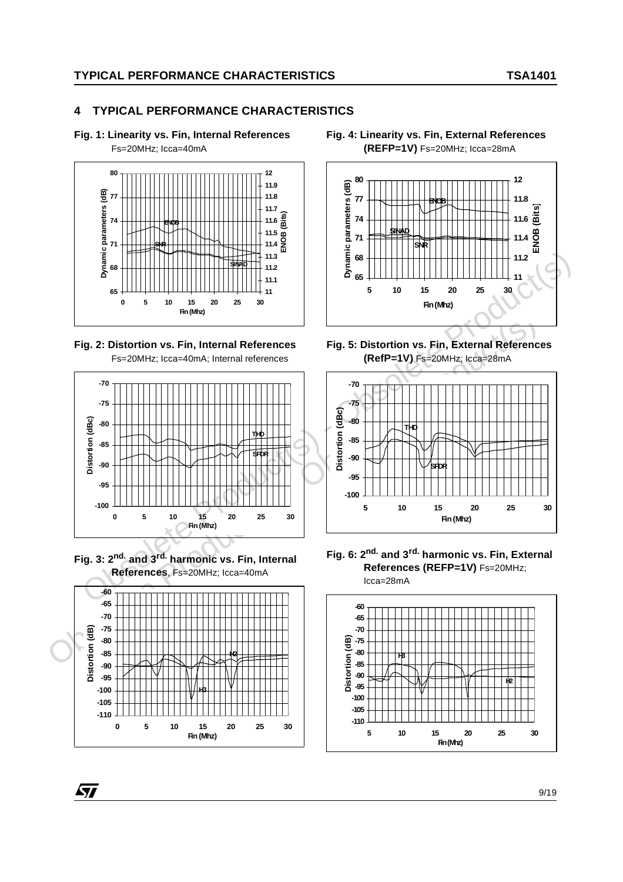## 4 TYPICAL PERFORMANCE CHARACTERISTICS

**Fig. 1: Linearity vs. Fin, Internal References**
Fs=20MHz; Icca=40mA

**Fig. 2: Distortion vs. Fin, Internal References**
Fs=20MHz; Icca=40mA; Internal references

**Fig. 3: 2nd. and 3rd. harmonic vs. Fin, Internal References**, Fs=20MHz; Icca=40mA

**Fig. 4: Linearity vs. Fin, External References (REFP=1V)** Fs=20MHz; Icca=28mA

**Fig. 5: Distortion vs. Fin, External References (RefP=1V)** Fs=20MHz; Icca=28mA

**Fig. 6: 2nd. and 3rd. harmonic vs. Fin, External References (REFP=1V)** Fs=20MHz; Icca=28mA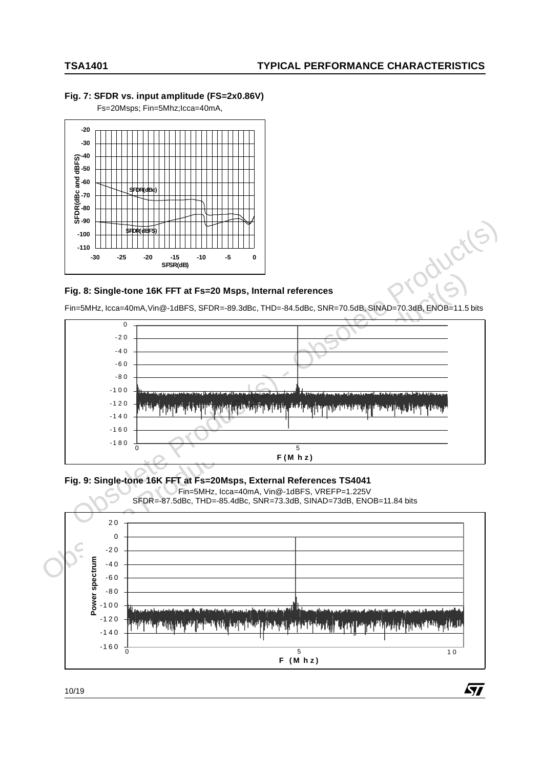## Fig. 7: SFDR vs. input amplitude (FS=2x0.86V)

Fs=20Msps; Fin=5Mhz;Icca=40mA,

## Fig. 8: Single-tone 16K FFT at Fs=20 Msps, Internal references

Fin=5MHz, Icca=40mA,Vin@-1dBFS, SFDR=-89.3dBc, THD=-84.5dBc, SNR=70.5dB, SINAD=70.3dB, ENOB=11.5 bits

## Fig. 9: Single-tone 16K FFT at Fs=20Msps, External References TS4041

Fin=5MHz, Icca=40mA, Vin@-1dBFS, VREFP=1.225V
SFDR=-87.5dBc, THD=-85.4dBc, SNR=73.3dB, SINAD=73dB, ENOB=11.84 bits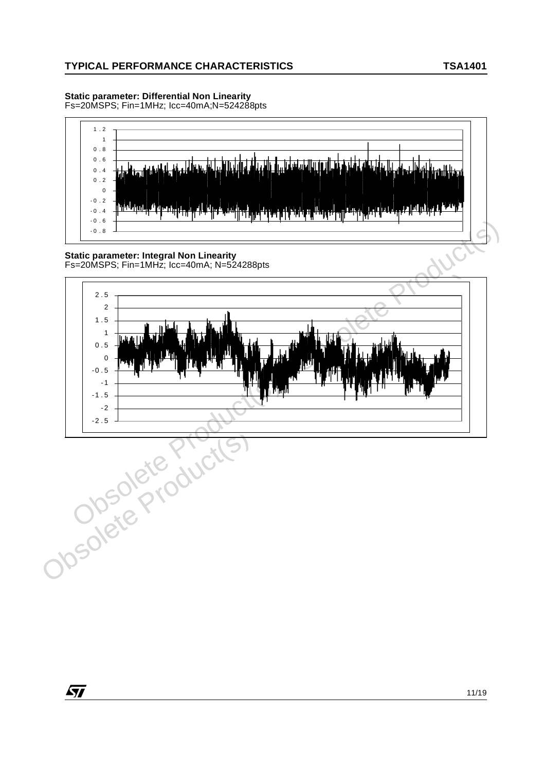**Static parameter: Differential Non Linearity**
Fs=20MSPS; Fin=1MHz; Icc=40mA;N=524288pts

**Static parameter: Integral Non Linearity**
Fs=20MSPS; Fin=1MHz; Icc=40mA; N=524288pts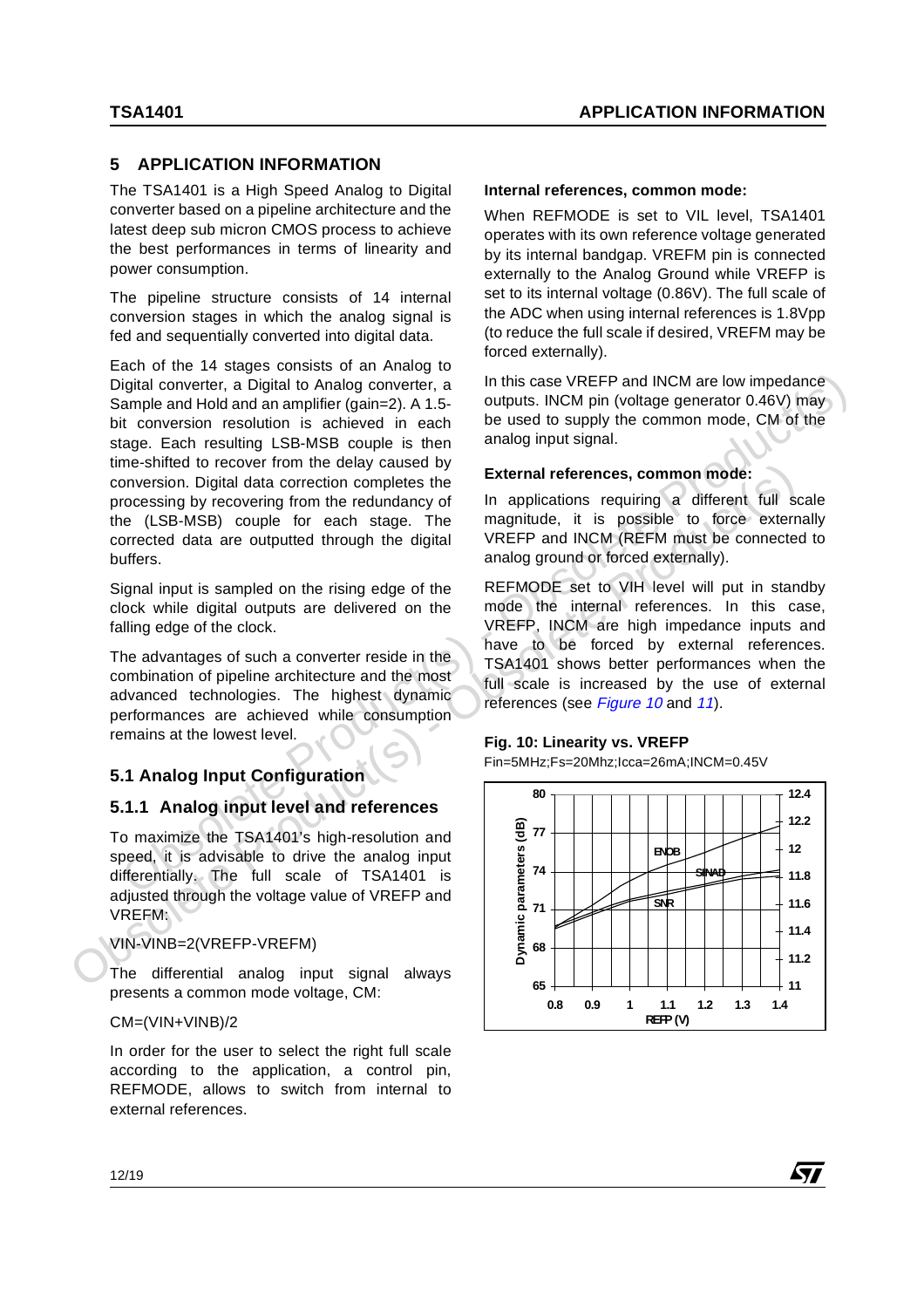## 5 APPLICATION INFORMATION

The TSA1401 is a High Speed Analog to Digital converter based on a pipeline architecture and the latest deep sub micron CMOS process to achieve the best performances in terms of linearity and power consumption.

The pipeline structure consists of 14 internal conversion stages in which the analog signal is fed and sequentially converted into digital data.

Each of the 14 stages consists of an Analog to Digital converter, a Digital to Analog converter, a Sample and Hold and an amplifier (gain=2). A 1.5-bit conversion resolution is achieved in each stage. Each resulting LSB-MSB couple is then time-shifted to recover from the delay caused by conversion. Digital data correction completes the processing by recovering from the redundancy of the (LSB-MSB) couple for each stage. The corrected data are outputted through the digital buffers.

Signal input is sampled on the rising edge of the clock while digital outputs are delivered on the falling edge of the clock.

The advantages of such a converter reside in the combination of pipeline architecture and the most advanced technologies. The highest dynamic performances are achieved while consumption remains at the lowest level.

### 5.1 Analog Input Configuration

#### 5.1.1 Analog input level and references

To maximize the TSA1401's high-resolution and speed, it is advisable to drive the analog input differentially. The full scale of TSA1401 is adjusted through the voltage value of VREFP and VREFM:

VIN-VINB=2(VREFP-VREFM)

The differential analog input signal always presents a common mode voltage, CM:

CM=(VIN+VINB)/2

In order for the user to select the right full scale according to the application, a control pin, REFMODE, allows to switch from internal to external references.

**Internal references, common mode:**

When REFMODE is set to VIL level, TSA1401 operates with its own reference voltage generated by its internal bandgap. VREFM pin is connected externally to the Analog Ground while VREFP is set to its internal voltage (0.86V). The full scale of the ADC when using internal references is 1.8Vpp (to reduce the full scale if desired, VREFM may be forced externally).

In this case VREFP and INCM are low impedance outputs. INCM pin (voltage generator 0.46V) may be used to supply the common mode, CM of the analog input signal.

**External references, common mode:**

In applications requiring a different full scale magnitude, it is possible to force externally VREFP and INCM (REFM must be connected to analog ground or forced externally).

REFMODE set to VIH level will put in standby mode the internal references. In this case, VREFP, INCM are high impedance inputs and have to be forced by external references. TSA1401 shows better performances when the full scale is increased by the use of external references (see *Figure 10* and *11*).

**Fig. 10: Linearity vs. VREFP**

Fin=5MHz;Fs=20Mhz;Icca=26mA;INCM=0.45V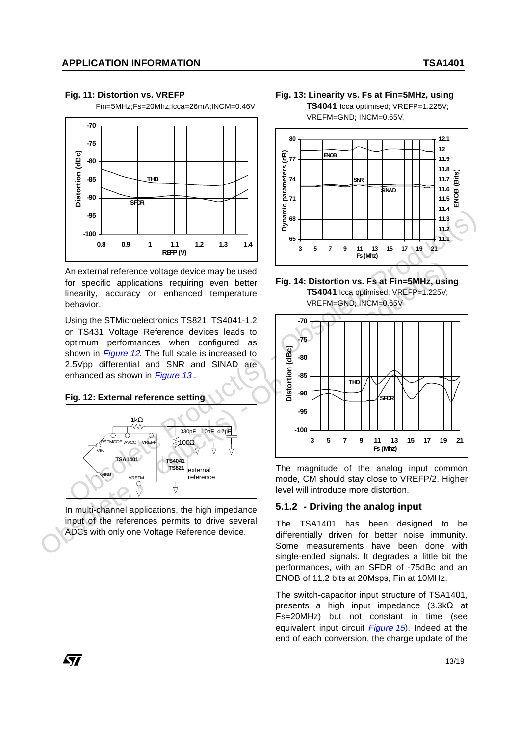**Fig. 11: Distortion vs. VREFP**

Fin=5MHz;Fs=20Mhz;Icca=26mA;INCM=0.46V

An external reference voltage device may be used for specific applications requiring even better linearity, accuracy or enhanced temperature behavior.

Using the STMicroelectronics TS821, TS4041-1.2 or TS431 Voltage Reference devices leads to optimum performances when configured as shown in *Figure 12*. The full scale is increased to 2.5Vpp differential and SNR and SINAD are enhanced as shown in *Figure 13* .

**Fig. 12: External reference setting**

In multi-channel applications, the high impedance input of the references permits to drive several ADCs with only one Voltage Reference device.

**Fig. 13: Linearity vs. Fs at Fin=5MHz, using TS4041** Icca optimised; VREFP=1.225V; VREFM=GND; INCM=0.65V,

**Fig. 14: Distortion vs. Fs at Fin=5MHz, using TS4041** Icca optimised; VREFP=1.225V; VREFM=GND; INCM=0.65V

The magnitude of the analog input common mode, CM should stay close to VREFP/2. Higher level will introduce more distortion.

### 5.1.2 - Driving the analog input

The TSA1401 has been designed to be differentially driven for better noise immunity. Some measurements have been done with single-ended signals. It degrades a little bit the performances, with an SFDR of -75dBc and an ENOB of 11.2 bits at 20Msps, Fin at 10MHz.

The switch-capacitor input structure of TSA1401, presents a high input impedance (3.3kΩ at Fs=20MHz) but not constant in time (see equivalent input circuit *Figure 15*). Indeed at the end of each conversion, the charge update of the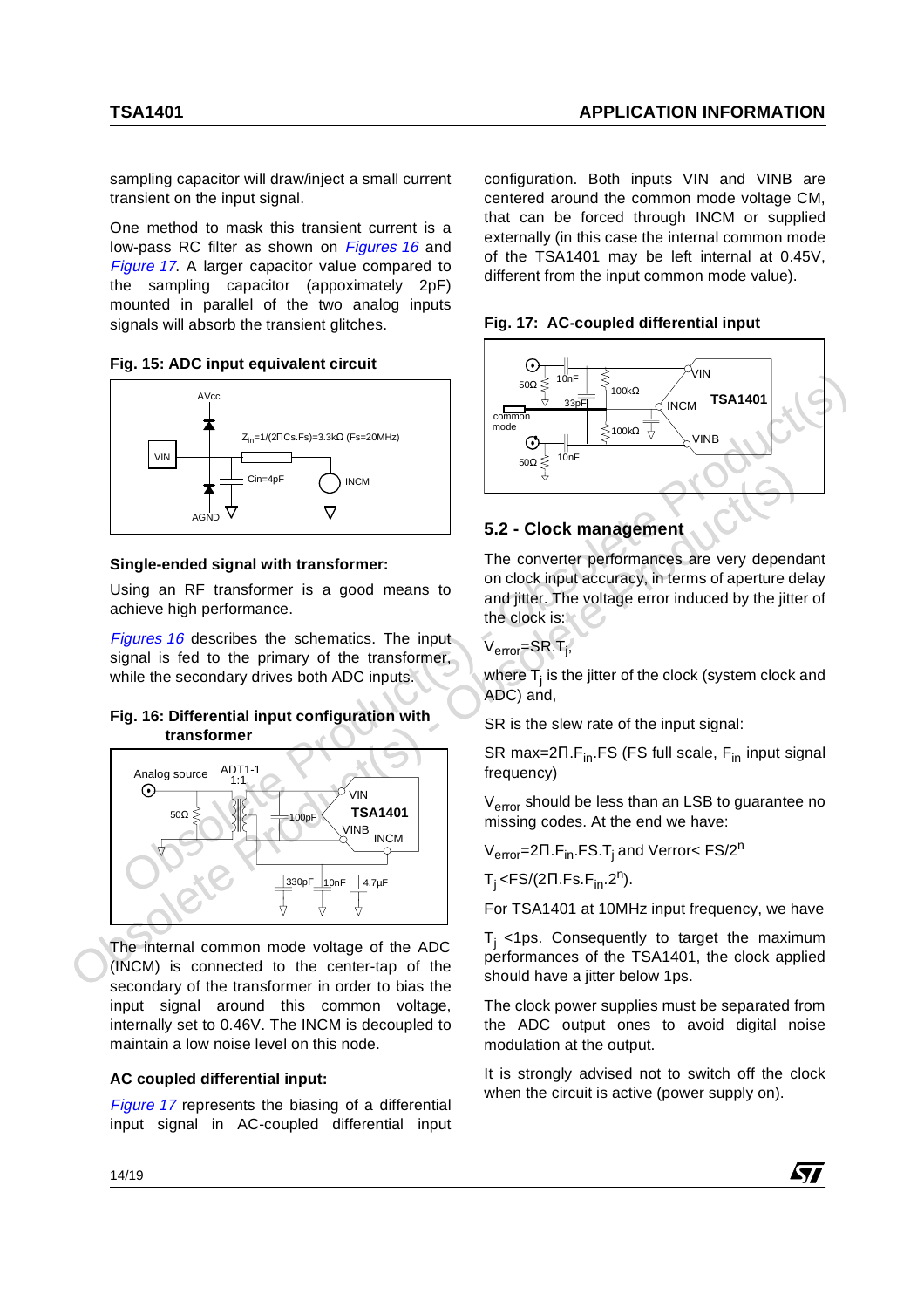sampling capacitor will draw/inject a small current transient on the input signal.

One method to mask this transient current is a low-pass RC filter as shown on *Figures 16* and *Figure 17*. A larger capacitor value compared to the sampling capacitor (appoximately 2pF) mounted in parallel of the two analog inputs signals will absorb the transient glitches.

**Fig. 15: ADC input equivalent circuit**

**Single-ended signal with transformer:**

Using an RF transformer is a good means to achieve high performance.

*Figures 16* describes the schematics. The input signal is fed to the primary of the transformer, while the secondary drives both ADC inputs.

**Fig. 16: Differential input configuration with transformer**

The internal common mode voltage of the ADC (INCM) is connected to the center-tap of the secondary of the transformer in order to bias the input signal around this common voltage, internally set to 0.46V. This INCM is decoupled to maintain a low noise level on this node.

**AC coupled differential input:**

*Figure 17* represents the biasing of a differential input signal in AC-coupled differential input configuration. Both inputs VIN and VINB are centered around the common mode voltage CM, that can be forced through INCM or supplied externally (in this case the internal common mode of the TSA1401 may be left internal at 0.45V, different from the input common mode value).

**Fig. 17: AC-coupled differential input**

## 5.2 - Clock management

The converter performances are very dependant on clock input accuracy, in terms of aperture delay and jitter. The voltage error induced by the jitter of the clock is:

$V_{error}=SR.T_j$,

where $T_j$ is the jitter of the clock (system clock and ADC) and,

SR is the slew rate of the input signal:

SR max=$2\Pi.F_{in}.FS$ (FS full scale, $F_{in}$ input signal frequency)

$V_{error}$ should be less than an LSB to guarantee no missing codes. At the end we have:

$V_{error}=2\Pi.F_{in}.FS.T_j$ and $Verror< FS/2^n$

$T_j<FS/(2\Pi.Fs.F_{in}.2^n)$.

For TSA1401 at 10MHz input frequency, we have

$T_j$ <1ps. Consequently to target the maximum performances of the TSA1401, the clock applied should have a jitter below 1ps.

The clock power supplies must be separated from the ADC output ones to avoid digital noise modulation at the output.

It is strongly advised not to switch off the clock when the circuit is active (power supply on).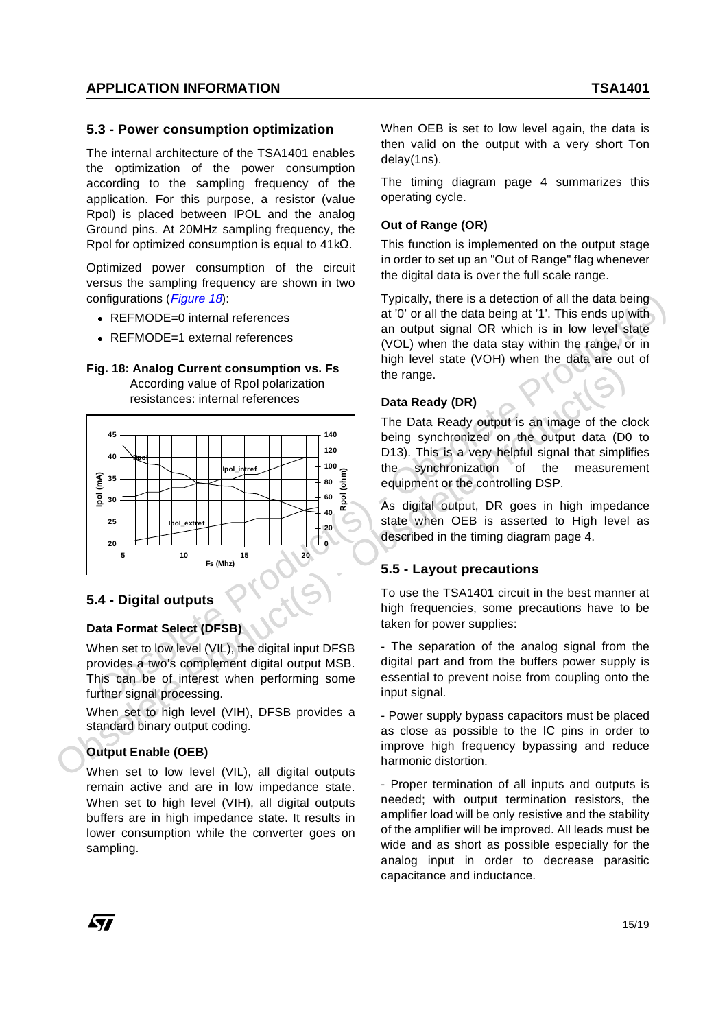### 5.3 - Power consumption optimization

The internal architecture of the TSA1401 enables the optimization of the power consumption according to the sampling frequency of the application. For this purpose, a resistor (value Rpol) is placed between IPOL and the analog Ground pins. At 20MHz sampling frequency, the Rpol for optimized consumption is equal to 41kΩ.

Optimized power consumption of the circuit versus the sampling frequency are shown in two configurations (*Figure 18*):

- REFMODE=0 internal references
- REFMODE=1 external references

**Fig. 18: Analog Current consumption vs. Fs**
According value of Rpol polarization resistances: internal references

### 5.4 - Digital outputs

#### Data Format Select (DFSB)

When set to low level (VIL), the digital input DFSB provides a two's complement digital output MSB. This can be of interest when performing some further signal processing.

When set to high level (VIH), DFSB provides a standard binary output coding.

#### Output Enable (OEB)

When set to low level (VIL), all digital outputs remain active and are in low impedance state. When set to high level (VIH), all digital outputs buffers are in high impedance state. It results in lower consumption while the converter goes on sampling.

When OEB is set to low level again, the data is then valid on the output with a very short Ton delay(1ns).

The timing diagram page 4 summarizes this operating cycle.

#### Out of Range (OR)

This function is implemented on the output stage in order to set up an "Out of Range" flag whenever the digital data is over the full scale range.

Typically, there is a detection of all the data being at '0' or all the data being at '1'. This ends up with an output signal OR which is in low level state (VOL) when the data stay within the range, or in high level state (VOH) when the data are out of the range.

#### Data Ready (DR)

The Data Ready output is an image of the clock being synchronized on the output data (D0 to D13). This is a very helpful signal that simplifies the synchronization of the measurement equipment or the controlling DSP.

As digital output, DR goes in high impedance state when OEB is asserted to High level as described in the timing diagram page 4.

### 5.5 - Layout precautions

To use the TSA1401 circuit in the best manner at high frequencies, some precautions have to be taken for power supplies:

- The separation of the analog signal from the digital part and from the buffers power supply is essential to prevent noise from coupling onto the input signal.

- Power supply bypass capacitors must be placed as close as possible to the IC pins in order to improve high frequency bypassing and reduce harmonic distortion.

- Proper termination of all inputs and outputs is needed; with output termination resistors, the amplifier load will be only resistive and the stability of the amplifier will be improved. All leads must be wide and as short as possible especially for the analog input in order to decrease parasitic capacitance and inductance.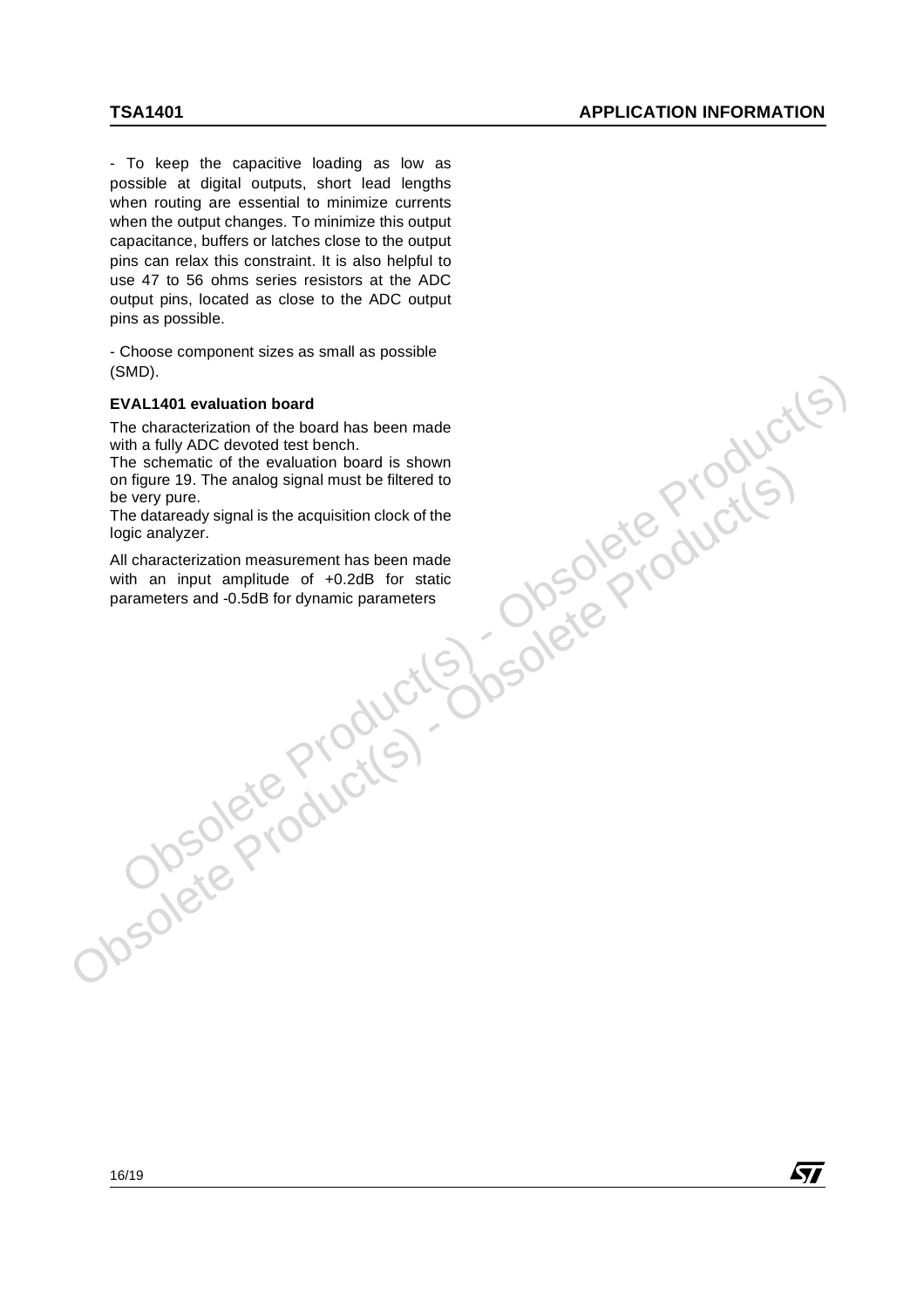- To keep the capacitive loading as low as possible at digital outputs, short lead lengths when routing are essential to minimize currents when the output changes. To minimize this output capacitance, buffers or latches close to the output pins can relax this constraint. It is also helpful to use 47 to 56 ohms series resistors at the ADC output pins, located as close to the ADC output pins as possible.

- Choose component sizes as small as possible (SMD).

### EVAL1401 evaluation board

The characterization of the board has been made with a fully ADC devoted test bench.
The schematic of the evaluation board is shown on figure 19. The analog signal must be filtered to be very pure.
The dataready signal is the acquisition clock of the logic analyzer.

All characterization measurement has been made with an input amplitude of +0.2dB for static parameters and -0.5dB for dynamic parameters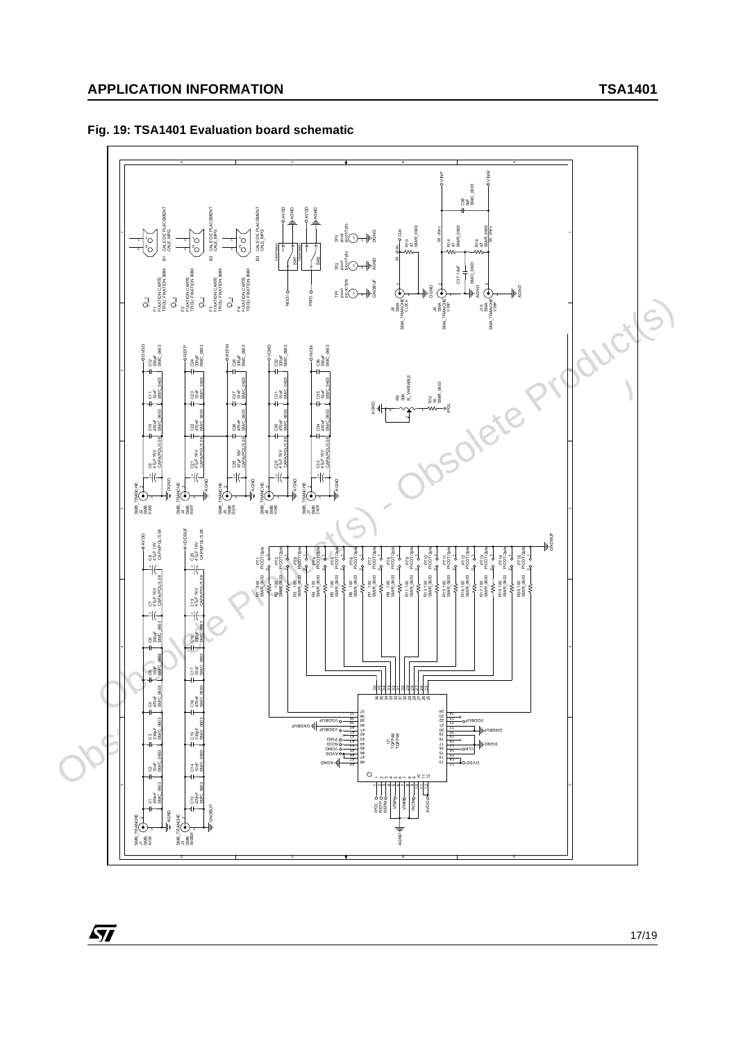## Fig. 19: TSA1401 Evaluation board schematic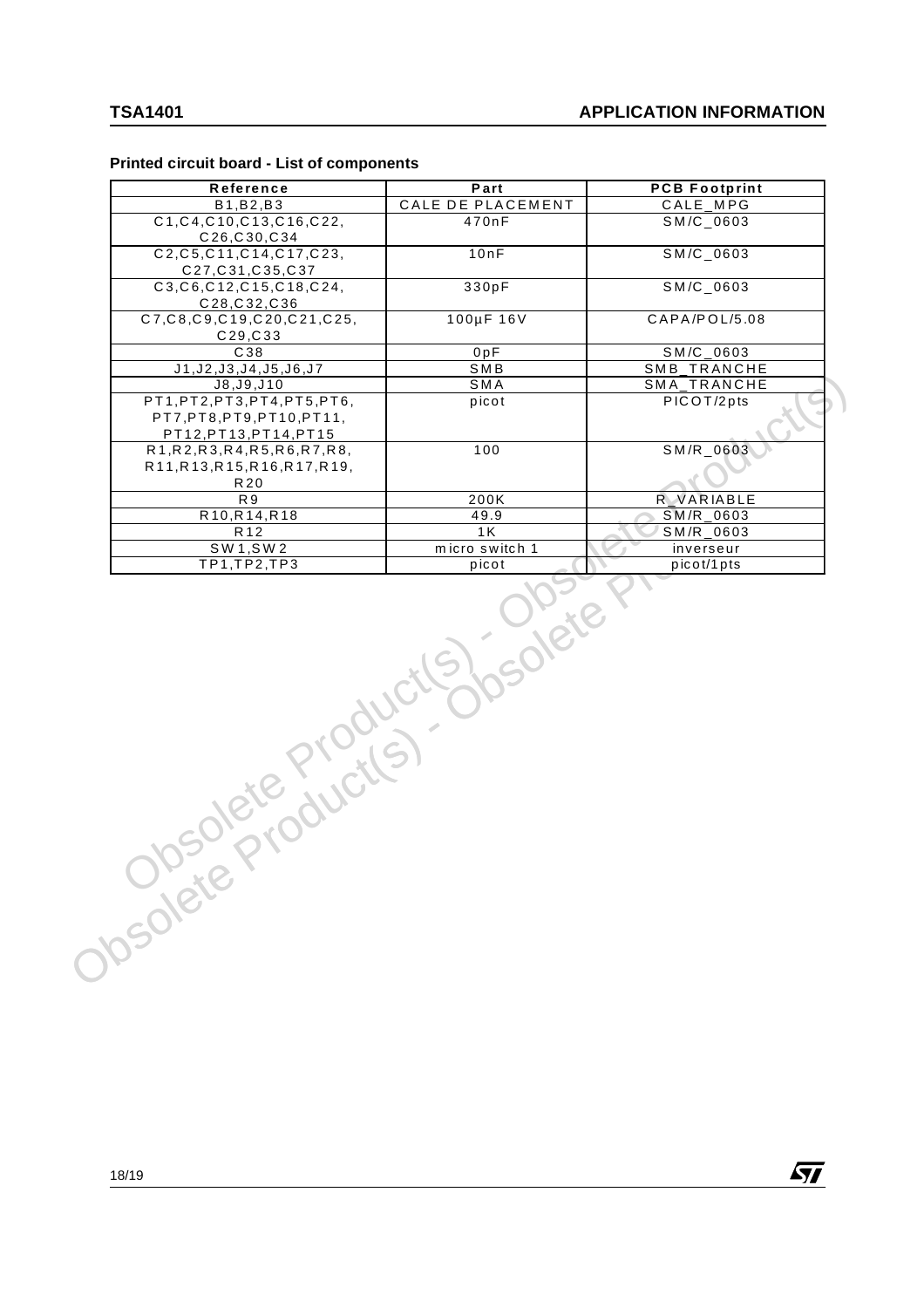## Printed circuit board - List of components

| Reference | Part | PCB Footprint |
|---|---|---|
| B1,B2,B3 | CALE DE PLACEMENT | CALE_MPG |
| C1,C4,C10,C13,C16,C22, C26,C30,C34 | 470nF | SM/C_0603 |
| C2,C5,C11,C14,C17,C23, C27,C31,C35,C37 | 10nF | SM/C_0603 |
| C3,C6,C12,C15,C18,C24, C28,C32,C36 | 330pF | SM/C_0603 |
| C7,C8,C9,C19,C20,C21,C25, C29,C33 | 100µF 16V | CAPA/POL/5.08 |
| C38 | 0pF | SM/C_0603 |
| J1,J2,J3,J4,J5,J6,J7 | SMB | SMB_TRANCHE |
| J8,J9,J10 | SMA | SMA_TRANCHE |
| PT1,PT2,PT3,PT4,PT5,PT6, PT7,PT8,PT9,PT10,PT11, PT12,PT13,PT14,PT15 | picot | PICOT/2pts |
| R1,R2,R3,R4,R5,R6,R7,R8, R11,R13,R15,R16,R17,R19, R20 | 100 | SM/R_0603 |
| R9 | 200K | R_VARIABLE |
| R10,R14,R18 | 49.9 | SM/R_0603 |
| R12 | 1K | SM/R_0603 |
| SW1,SW2 | micro switch 1 | inverseur |
| TP1,TP2,TP3 | picot | picot/1pts |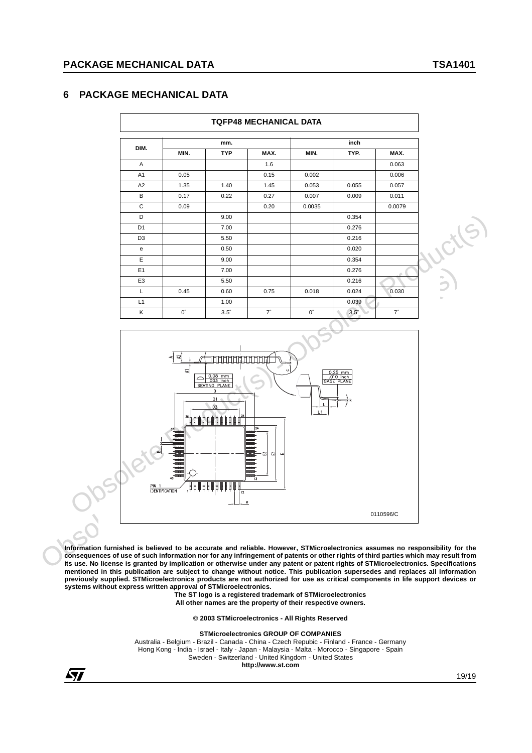# 6 PACKAGE MECHANICAL DATA

**TQFP48 MECHANICAL DATA**

| DIM. | mm. | | | inch | | |
|---|---|---|---|---|---|---|
| | MIN. | TYP | MAX. | MIN. | TYP. | MAX. |
| A | | | 1.6 | | | 0.063 |
| A1 | 0.05 | | 0.15 | 0.002 | | 0.006 |
| A2 | 1.35 | 1.40 | 1.45 | 0.053 | 0.055 | 0.057 |
| B | 0.17 | 0.22 | 0.27 | 0.007 | 0.009 | 0.011 |
| C | 0.09 | | 0.20 | 0.0035 | | 0.0079 |
| D | | 9.00 | | | 0.354 | |
| D1 | | 7.00 | | | 0.276 | |
| D3 | | 5.50 | | | 0.216 | |
| e | | 0.50 | | | 0.020 | |
| E | | 9.00 | | | 0.354 | |
| E1 | | 7.00 | | | 0.276 | |
| E3 | | 5.50 | | | 0.216 | |
| L | 0.45 | 0.60 | 0.75 | 0.018 | 0.024 | 0.030 |
| L1 | | 1.00 | | | 0.039 | |
| K | 0° | 3.5° | 7° | 0° | 3.5° | 7° |

0,08 mm
.003 inch
SEATING PLANE

0,25 mm
.010 inch
GAGE PLANE

PIN 1
IDENTIFICATION

0110596/C

**Information furnished is believed to be accurate and reliable. However, STMicroelectronics assumes no responsibility for the consequences of use of such information nor for any infringement of patents or other rights of third parties which may result from its use. No license is granted by implication or otherwise under any patent or patent rights of STMicroelectronics. Specifications mentioned in this publication are subject to change without notice. This publication supersedes and replaces all information previously supplied. STMicroelectronics products are not authorized for use as critical components in life support devices or systems without express written approval of STMicroelectronics.**

**The ST logo is a registered trademark of STMicroelectronics**
**All other names are the property of their respective owners.**

**© 2003 STMicroelectronics - All Rights Reserved**

**STMicroelectronics GROUP OF COMPANIES**

Australia - Belgium - Brazil - Canada - China - Czech Repubic - Finland - France - Germany
Hong Kong - India - Israel - Italy - Japan - Malaysia - Malta - Morocco - Singapore - Spain
Sweden - Switzerland - United Kingdom - United States
**http://www.st.com**